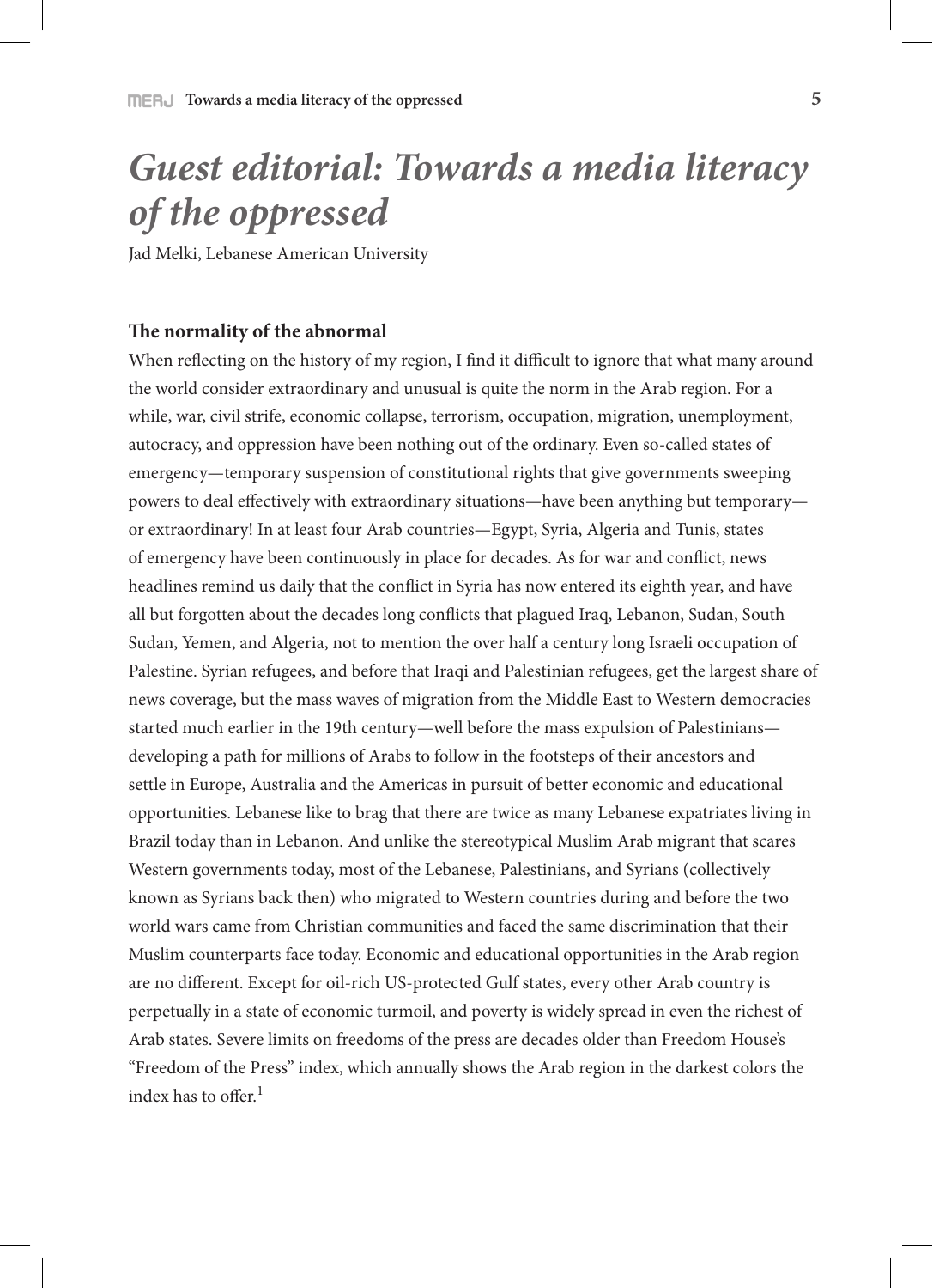# *Guest editorial: Towards a media literacy of the oppressed*

Jad Melki, Lebanese American University

## The normality of the abnormal

When reflecting on the history of my region, I find it difficult to ignore that what many around the world consider extraordinary and unusual is quite the norm in the Arab region. For a while, war, civil strife, economic collapse, terrorism, occupation, migration, unemployment, autocracy, and oppression have been nothing out of the ordinary. Even so-called states of emergency—temporary suspension of constitutional rights that give governments sweeping powers to deal effectively with extraordinary situations—have been anything but temporary—or extraordinary! In at least four Arab countries—Egypt, Syria, Algeria and Tunis, states of emergency have been continuously in place for decades. As for war and conflict, news headlines remind us daily that the conflict in Syria has now entered its eighth year, and have all but forgotten about the decades long conflicts that plagued Iraq, Lebanon, Sudan, South Sudan, Yemen, and Algeria, not to mention the over half a century long Israeli occupation of Palestine. Syrian refugees, and before that Iraqi and Palestinian refugees, get the largest share of news coverage, but the mass waves of migration from the Middle East to Western democracies started much earlier in the 19th century—well before the mass expulsion of Palestinians—developing a path for millions of Arabs to follow in the footsteps of their ancestors and settle in Europe, Australia and the Americas in pursuit of better economic and educational opportunities. Lebanese like to brag that there are twice as many Lebanese expatriates living in Brazil today than in Lebanon. And unlike the stereotypical Muslim Arab migrant that scares Western governments today, most of the Lebanese, Palestinians, and Syrians (collectively known as Syrians back then) who migrated to Western countries during and before the two world wars came from Christian communities and faced the same discrimination that their Muslim counterparts face today. Economic and educational opportunities in the Arab region are no different. Except for oil-rich US-protected Gulf states, every other Arab country is perpetually in a state of economic turmoil, and poverty is widely spread in even the richest of Arab states. Severe limits on freedoms of the press are decades older than Freedom House's "Freedom of the Press" index, which annually shows the Arab region in the darkest colors the index has to offer.[1]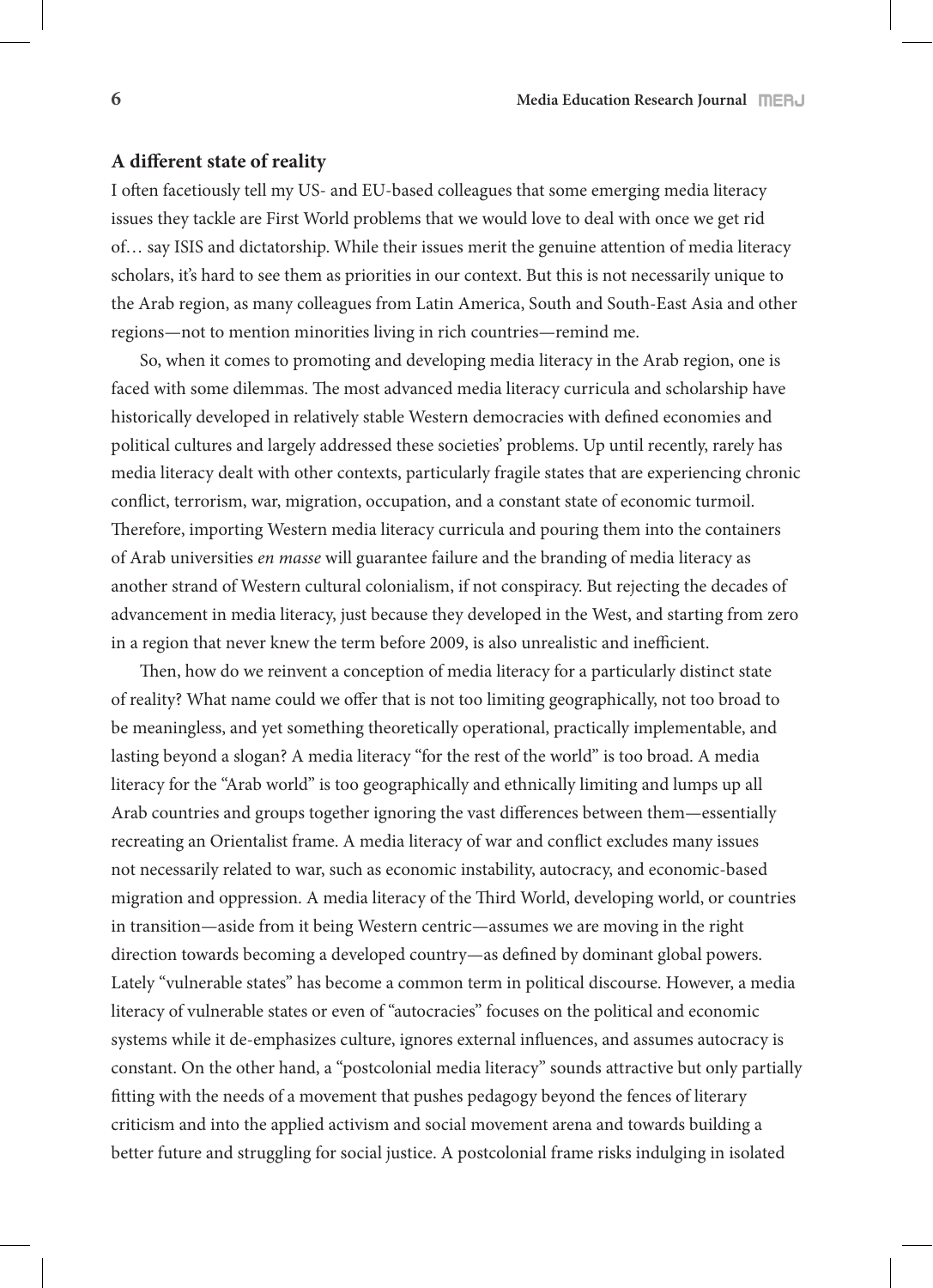## A different state of reality

I often facetiously tell my US- and EU-based colleagues that some emerging media literacy issues they tackle are First World problems that we would love to deal with once we get rid of… say ISIS and dictatorship. While their issues merit the genuine attention of media literacy scholars, it's hard to see them as priorities in our context. But this is not necessarily unique to the Arab region, as many colleagues from Latin America, South and South-East Asia and other regions—not to mention minorities living in rich countries—remind me.

So, when it comes to promoting and developing media literacy in the Arab region, one is faced with some dilemmas. The most advanced media literacy curricula and scholarship have historically developed in relatively stable Western democracies with defined economies and political cultures and largely addressed these societies' problems. Up until recently, rarely has media literacy dealt with other contexts, particularly fragile states that are experiencing chronic conflict, terrorism, war, migration, occupation, and a constant state of economic turmoil. Therefore, importing Western media literacy curricula and pouring them into the containers of Arab universities *en masse* will guarantee failure and the branding of media literacy as another strand of Western cultural colonialism, if not conspiracy. But rejecting the decades of advancement in media literacy, just because they developed in the West, and starting from zero in a region that never knew the term before 2009, is also unrealistic and inefficient.

Then, how do we reinvent a conception of media literacy for a particularly distinct state of reality? What name could we offer that is not too limiting geographically, not too broad to be meaningless, and yet something theoretically operational, practically implementable, and lasting beyond a slogan? A media literacy "for the rest of the world" is too broad. A media literacy for the "Arab world" is too geographically and ethnically limiting and lumps up all Arab countries and groups together ignoring the vast differences between them—essentially recreating an Orientalist frame. A media literacy of war and conflict excludes many issues not necessarily related to war, such as economic instability, autocracy, and economic-based migration and oppression. A media literacy of the Third World, developing world, or countries in transition—aside from it being Western centric—assumes we are moving in the right direction towards becoming a developed country—as defined by dominant global powers. Lately "vulnerable states" has become a common term in political discourse. However, a media literacy of vulnerable states or even of "autocracies" focuses on the political and economic systems while it de-emphasizes culture, ignores external influences, and assumes autocracy is constant. On the other hand, a "postcolonial media literacy" sounds attractive but only partially fitting with the needs of a movement that pushes pedagogy beyond the fences of literary criticism and into the applied activism and social movement arena and towards building a better future and struggling for social justice. A postcolonial frame risks indulging in isolated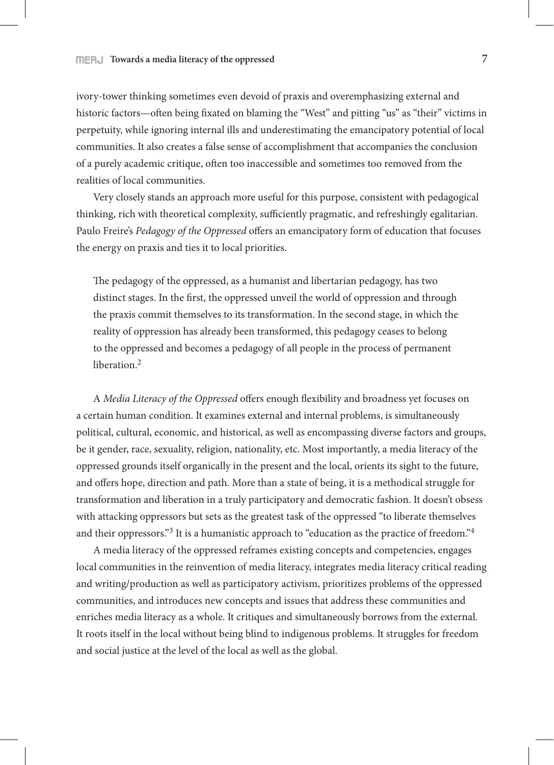ivory-tower thinking sometimes even devoid of praxis and overemphasizing external and historic factors—often being fixated on blaming the "West" and pitting "us" as "their" victims in perpetuity, while ignoring internal ills and underestimating the emancipatory potential of local communities. It also creates a false sense of accomplishment that accompanies the conclusion of a purely academic critique, often too inaccessible and sometimes too removed from the realities of local communities.

Very closely stands an approach more useful for this purpose, consistent with pedagogical thinking, rich with theoretical complexity, sufficiently pragmatic, and refreshingly egalitarian. Paulo Freire's *Pedagogy of the Oppressed* offers an emancipatory form of education that focuses the energy on praxis and ties it to local priorities.

> The pedagogy of the oppressed, as a humanist and libertarian pedagogy, has two distinct stages. In the first, the oppressed unveil the world of oppression and through the praxis commit themselves to its transformation. In the second stage, in which the reality of oppression has already been transformed, this pedagogy ceases to belong to the oppressed and becomes a pedagogy of all people in the process of permanent liberation.[2]

A *Media Literacy of the Oppressed* offers enough flexibility and broadness yet focuses on a certain human condition. It examines external and internal problems, is simultaneously political, cultural, economic, and historical, as well as encompassing diverse factors and groups, be it gender, race, sexuality, religion, nationality, etc. Most importantly, a media literacy of the oppressed grounds itself organically in the present and the local, orients its sight to the future, and offers hope, direction and path. More than a state of being, it is a methodical struggle for transformation and liberation in a truly participatory and democratic fashion. It doesn't obsess with attacking oppressors but sets as the greatest task of the oppressed "to liberate themselves and their oppressors."[3] It is a humanistic approach to "education as the practice of freedom."[4]

A media literacy of the oppressed reframes existing concepts and competencies, engages local communities in the reinvention of media literacy, integrates media literacy critical reading and writing/production as well as participatory activism, prioritizes problems of the oppressed communities, and introduces new concepts and issues that address these communities and enriches media literacy as a whole. It critiques and simultaneously borrows from the external. It roots itself in the local without being blind to indigenous problems. It struggles for freedom and social justice at the level of the local as well as the global.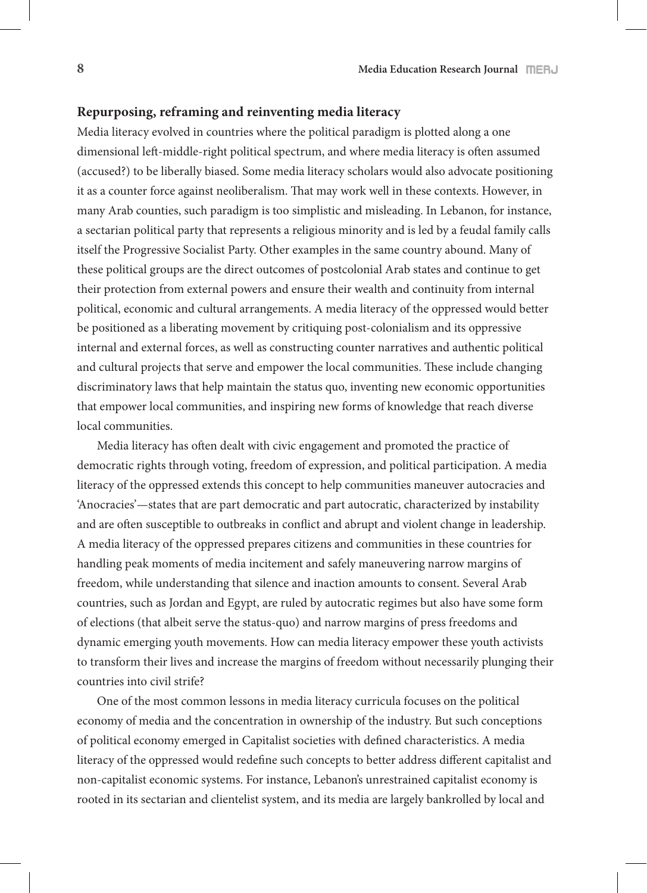## Repurposing, reframing and reinventing media literacy

Media literacy evolved in countries where the political paradigm is plotted along a one dimensional left-middle-right political spectrum, and where media literacy is often assumed (accused?) to be liberally biased. Some media literacy scholars would also advocate positioning it as a counter force against neoliberalism. That may work well in these contexts. However, in many Arab counties, such paradigm is too simplistic and misleading. In Lebanon, for instance, a sectarian political party that represents a religious minority and is led by a feudal family calls itself the Progressive Socialist Party. Other examples in the same country abound. Many of these political groups are the direct outcomes of postcolonial Arab states and continue to get their protection from external powers and ensure their wealth and continuity from internal political, economic and cultural arrangements. A media literacy of the oppressed would better be positioned as a liberating movement by critiquing post-colonialism and its oppressive internal and external forces, as well as constructing counter narratives and authentic political and cultural projects that serve and empower the local communities. These include changing discriminatory laws that help maintain the status quo, inventing new economic opportunities that empower local communities, and inspiring new forms of knowledge that reach diverse local communities.

Media literacy has often dealt with civic engagement and promoted the practice of democratic rights through voting, freedom of expression, and political participation. A media literacy of the oppressed extends this concept to help communities maneuver autocracies and 'Anocracies'—states that are part democratic and part autocratic, characterized by instability and are often susceptible to outbreaks in conflict and abrupt and violent change in leadership. A media literacy of the oppressed prepares citizens and communities in these countries for handling peak moments of media incitement and safely maneuvering narrow margins of freedom, while understanding that silence and inaction amounts to consent. Several Arab countries, such as Jordan and Egypt, are ruled by autocratic regimes but also have some form of elections (that albeit serve the status-quo) and narrow margins of press freedoms and dynamic emerging youth movements. How can media literacy empower these youth activists to transform their lives and increase the margins of freedom without necessarily plunging their countries into civil strife?

One of the most common lessons in media literacy curricula focuses on the political economy of media and the concentration in ownership of the industry. But such conceptions of political economy emerged in Capitalist societies with defined characteristics. A media literacy of the oppressed would redefine such concepts to better address different capitalist and non-capitalist economic systems. For instance, Lebanon's unrestrained capitalist economy is rooted in its sectarian and clientelist system, and its media are largely bankrolled by local and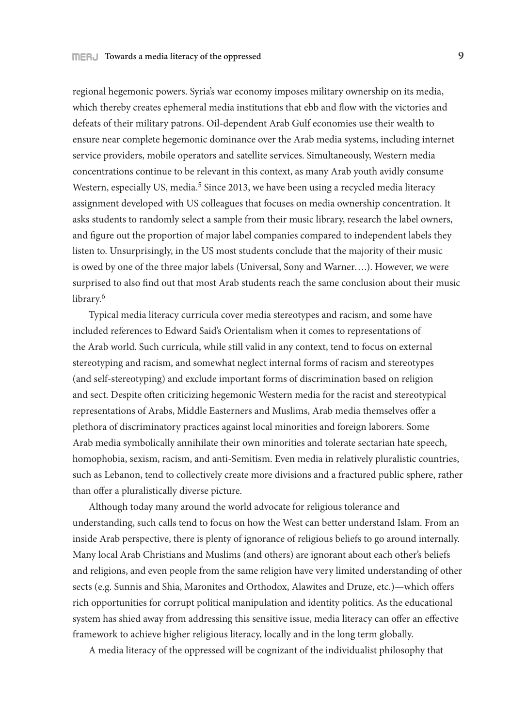regional hegemonic powers. Syria's war economy imposes military ownership on its media, which thereby creates ephemeral media institutions that ebb and flow with the victories and defeats of their military patrons. Oil-dependent Arab Gulf economies use their wealth to ensure near complete hegemonic dominance over the Arab media systems, including internet service providers, mobile operators and satellite services. Simultaneously, Western media concentrations continue to be relevant in this context, as many Arab youth avidly consume Western, especially US, media.[5] Since 2013, we have been using a recycled media literacy assignment developed with US colleagues that focuses on media ownership concentration. It asks students to randomly select a sample from their music library, research the label owners, and figure out the proportion of major label companies compared to independent labels they listen to. Unsurprisingly, in the US most students conclude that the majority of their music is owed by one of the three major labels (Universal, Sony and Warner….). However, we were surprised to also find out that most Arab students reach the same conclusion about their music library.[6]

Typical media literacy curricula cover media stereotypes and racism, and some have included references to Edward Said's Orientalism when it comes to representations of the Arab world. Such curricula, while still valid in any context, tend to focus on external stereotyping and racism, and somewhat neglect internal forms of racism and stereotypes (and self-stereotyping) and exclude important forms of discrimination based on religion and sect. Despite often criticizing hegemonic Western media for the racist and stereotypical representations of Arabs, Middle Easterners and Muslims, Arab media themselves offer a plethora of discriminatory practices against local minorities and foreign laborers. Some Arab media symbolically annihilate their own minorities and tolerate sectarian hate speech, homophobia, sexism, racism, and anti-Semitism. Even media in relatively pluralistic countries, such as Lebanon, tend to collectively create more divisions and a fractured public sphere, rather than offer a pluralistically diverse picture.

Although today many around the world advocate for religious tolerance and understanding, such calls tend to focus on how the West can better understand Islam. From an inside Arab perspective, there is plenty of ignorance of religious beliefs to go around internally. Many local Arab Christians and Muslims (and others) are ignorant about each other's beliefs and religions, and even people from the same religion have very limited understanding of other sects (e.g. Sunnis and Shia, Maronites and Orthodox, Alawites and Druze, etc.)—which offers rich opportunities for corrupt political manipulation and identity politics. As the educational system has shied away from addressing this sensitive issue, media literacy can offer an effective framework to achieve higher religious literacy, locally and in the long term globally.

A media literacy of the oppressed will be cognizant of the individualist philosophy that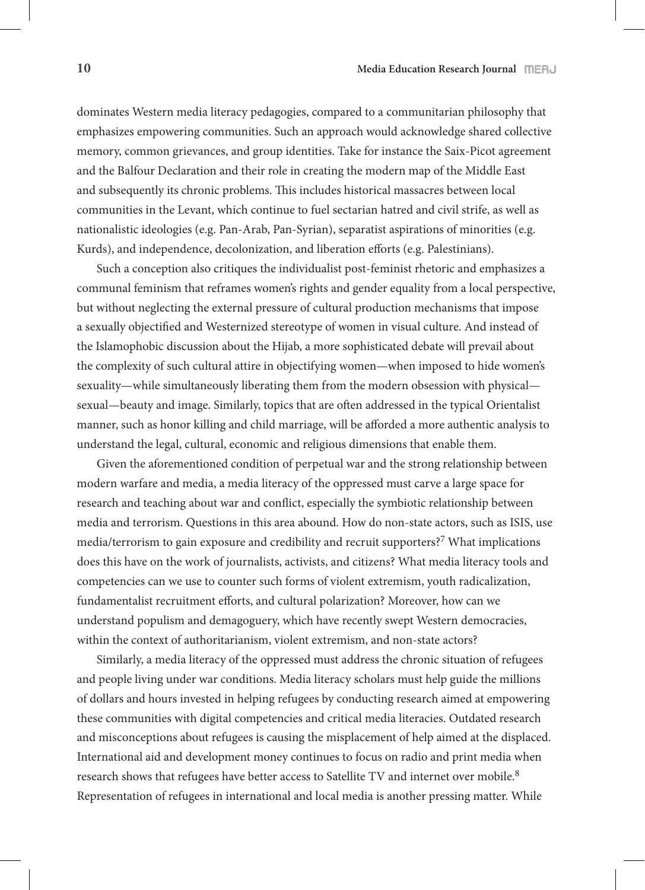dominates Western media literacy pedagogies, compared to a communitarian philosophy that emphasizes empowering communities. Such an approach would acknowledge shared collective memory, common grievances, and group identities. Take for instance the Saix-Picot agreement and the Balfour Declaration and their role in creating the modern map of the Middle East and subsequently its chronic problems. This includes historical massacres between local communities in the Levant, which continue to fuel sectarian hatred and civil strife, as well as nationalistic ideologies (e.g. Pan-Arab, Pan-Syrian), separatist aspirations of minorities (e.g. Kurds), and independence, decolonization, and liberation efforts (e.g. Palestinians).

Such a conception also critiques the individualist post-feminist rhetoric and emphasizes a communal feminism that reframes women's rights and gender equality from a local perspective, but without neglecting the external pressure of cultural production mechanisms that impose a sexually objectified and Westernized stereotype of women in visual culture. And instead of the Islamophobic discussion about the Hijab, a more sophisticated debate will prevail about the complexity of such cultural attire in objectifying women—when imposed to hide women's sexuality—while simultaneously liberating them from the modern obsession with physical—sexual—beauty and image. Similarly, topics that are often addressed in the typical Orientalist manner, such as honor killing and child marriage, will be afforded a more authentic analysis to understand the legal, cultural, economic and religious dimensions that enable them.

Given the aforementioned condition of perpetual war and the strong relationship between modern warfare and media, a media literacy of the oppressed must carve a large space for research and teaching about war and conflict, especially the symbiotic relationship between media and terrorism. Questions in this area abound. How do non-state actors, such as ISIS, use media/terrorism to gain exposure and credibility and recruit supporters?[7] What implications does this have on the work of journalists, activists, and citizens? What media literacy tools and competencies can we use to counter such forms of violent extremism, youth radicalization, fundamentalist recruitment efforts, and cultural polarization? Moreover, how can we understand populism and demagoguery, which have recently swept Western democracies, within the context of authoritarianism, violent extremism, and non-state actors?

Similarly, a media literacy of the oppressed must address the chronic situation of refugees and people living under war conditions. Media literacy scholars must help guide the millions of dollars and hours invested in helping refugees by conducting research aimed at empowering these communities with digital competencies and critical media literacies. Outdated research and misconceptions about refugees is causing the misplacement of help aimed at the displaced. International aid and development money continues to focus on radio and print media when research shows that refugees have better access to Satellite TV and internet over mobile.[8] Representation of refugees in international and local media is another pressing matter. While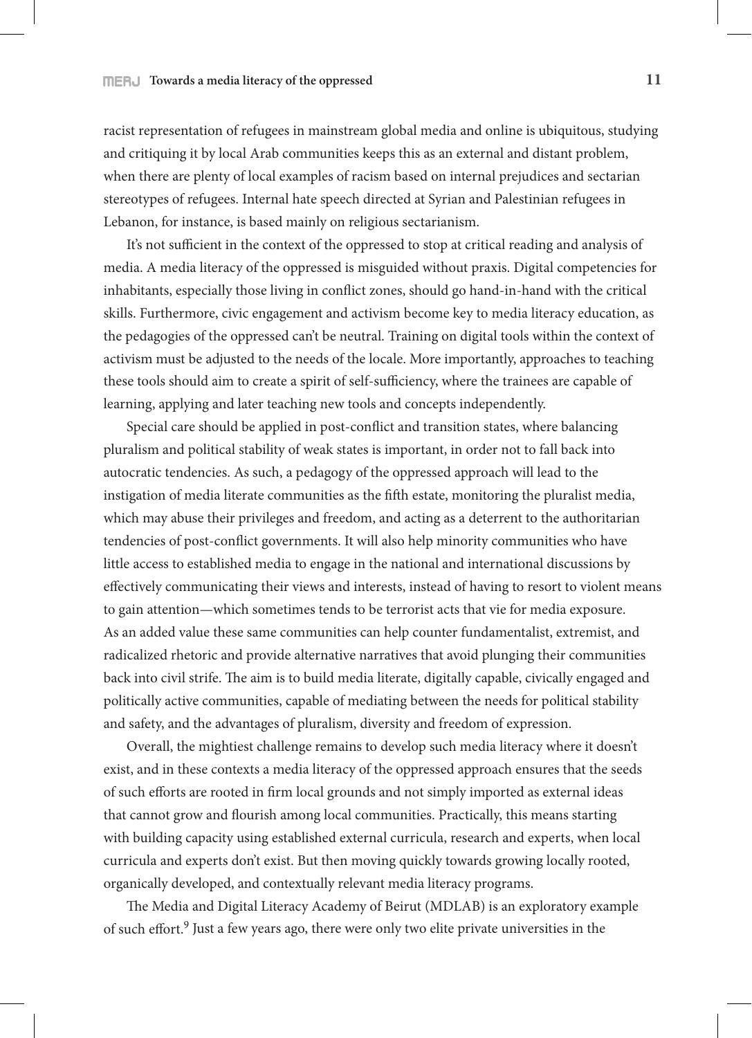racist representation of refugees in mainstream global media and online is ubiquitous, studying and critiquing it by local Arab communities keeps this as an external and distant problem, when there are plenty of local examples of racism based on internal prejudices and sectarian stereotypes of refugees. Internal hate speech directed at Syrian and Palestinian refugees in Lebanon, for instance, is based mainly on religious sectarianism.

It's not sufficient in the context of the oppressed to stop at critical reading and analysis of media. A media literacy of the oppressed is misguided without praxis. Digital competencies for inhabitants, especially those living in conflict zones, should go hand-in-hand with the critical skills. Furthermore, civic engagement and activism become key to media literacy education, as the pedagogies of the oppressed can't be neutral. Training on digital tools within the context of activism must be adjusted to the needs of the locale. More importantly, approaches to teaching these tools should aim to create a spirit of self-sufficiency, where the trainees are capable of learning, applying and later teaching new tools and concepts independently.

Special care should be applied in post-conflict and transition states, where balancing pluralism and political stability of weak states is important, in order not to fall back into autocratic tendencies. As such, a pedagogy of the oppressed approach will lead to the instigation of media literate communities as the fifth estate, monitoring the pluralist media, which may abuse their privileges and freedom, and acting as a deterrent to the authoritarian tendencies of post-conflict governments. It will also help minority communities who have little access to established media to engage in the national and international discussions by effectively communicating their views and interests, instead of having to resort to violent means to gain attention—which sometimes tends to be terrorist acts that vie for media exposure. As an added value these same communities can help counter fundamentalist, extremist, and radicalized rhetoric and provide alternative narratives that avoid plunging their communities back into civil strife. The aim is to build media literate, digitally capable, civically engaged and politically active communities, capable of mediating between the needs for political stability and safety, and the advantages of pluralism, diversity and freedom of expression.

Overall, the mightiest challenge remains to develop such media literacy where it doesn't exist, and in these contexts a media literacy of the oppressed approach ensures that the seeds of such efforts are rooted in firm local grounds and not simply imported as external ideas that cannot grow and flourish among local communities. Practically, this means starting with building capacity using established external curricula, research and experts, when local curricula and experts don't exist. But then moving quickly towards growing locally rooted, organically developed, and contextually relevant media literacy programs.

The Media and Digital Literacy Academy of Beirut (MDLAB) is an exploratory example of such effort.[9] Just a few years ago, there were only two elite private universities in the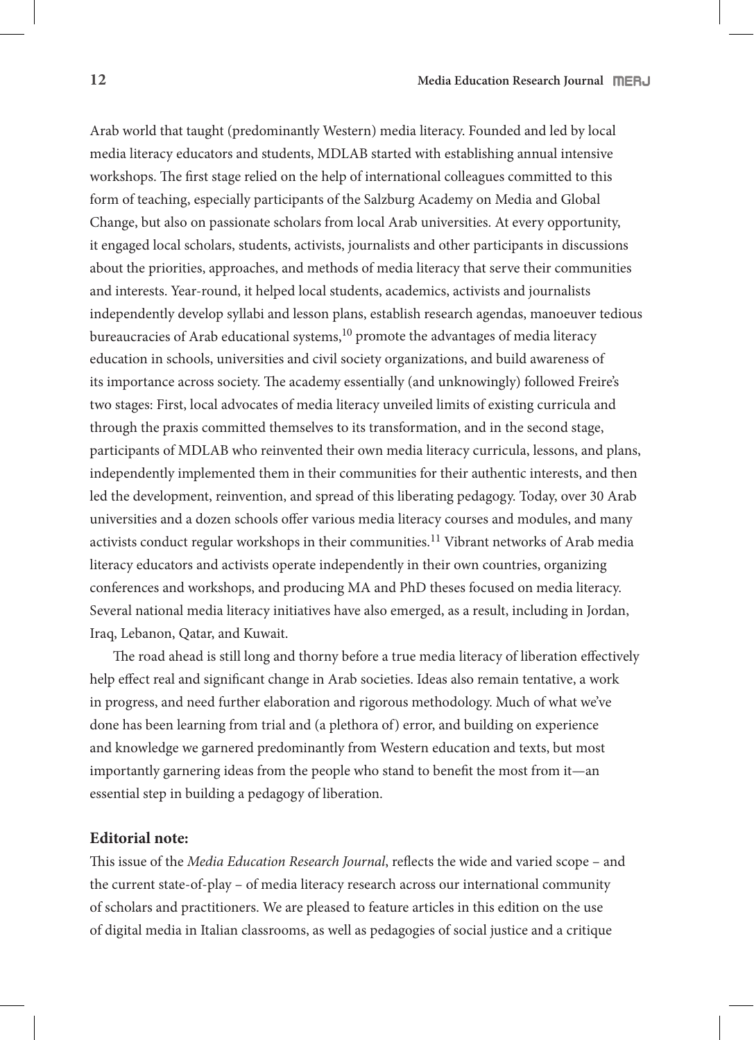Arab world that taught (predominantly Western) media literacy. Founded and led by local media literacy educators and students, MDLAB started with establishing annual intensive workshops. The first stage relied on the help of international colleagues committed to this form of teaching, especially participants of the Salzburg Academy on Media and Global Change, but also on passionate scholars from local Arab universities. At every opportunity, it engaged local scholars, students, activists, journalists and other participants in discussions about the priorities, approaches, and methods of media literacy that serve their communities and interests. Year-round, it helped local students, academics, activists and journalists independently develop syllabi and lesson plans, establish research agendas, manoeuver tedious bureaucracies of Arab educational systems,[10] promote the advantages of media literacy education in schools, universities and civil society organizations, and build awareness of its importance across society. The academy essentially (and unknowingly) followed Freire's two stages: First, local advocates of media literacy unveiled limits of existing curricula and through the praxis committed themselves to its transformation, and in the second stage, participants of MDLAB who reinvented their own media literacy curricula, lessons, and plans, independently implemented them in their communities for their authentic interests, and then led the development, reinvention, and spread of this liberating pedagogy. Today, over 30 Arab universities and a dozen schools offer various media literacy courses and modules, and many activists conduct regular workshops in their communities.[11] Vibrant networks of Arab media literacy educators and activists operate independently in their own countries, organizing conferences and workshops, and producing MA and PhD theses focused on media literacy. Several national media literacy initiatives have also emerged, as a result, including in Jordan, Iraq, Lebanon, Qatar, and Kuwait.

The road ahead is still long and thorny before a true media literacy of liberation effectively help effect real and significant change in Arab societies. Ideas also remain tentative, a work in progress, and need further elaboration and rigorous methodology. Much of what we've done has been learning from trial and (a plethora of) error, and building on experience and knowledge we garnered predominantly from Western education and texts, but most importantly garnering ideas from the people who stand to benefit the most from it—an essential step in building a pedagogy of liberation.

**Editorial note:**

This issue of the *Media Education Research Journal*, reflects the wide and varied scope – and the current state-of-play – of media literacy research across our international community of scholars and practitioners. We are pleased to feature articles in this edition on the use of digital media in Italian classrooms, as well as pedagogies of social justice and a critique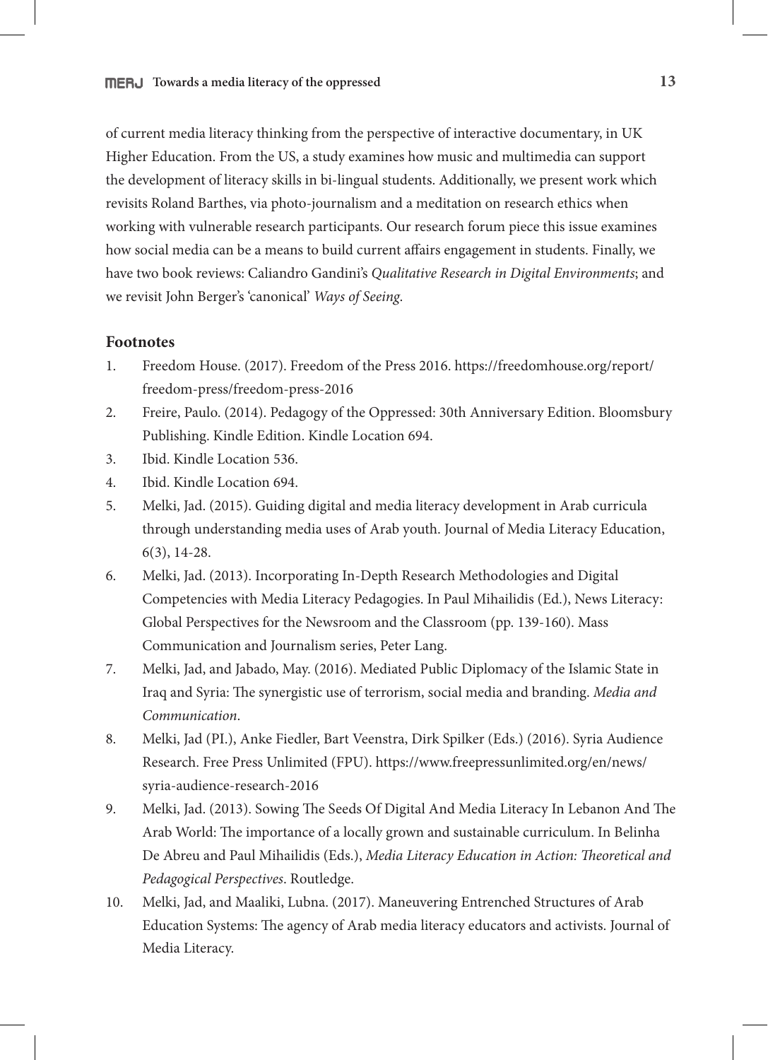of current media literacy thinking from the perspective of interactive documentary, in UK Higher Education. From the US, a study examines how music and multimedia can support the development of literacy skills in bi-lingual students. Additionally, we present work which revisits Roland Barthes, via photo-journalism and a meditation on research ethics when working with vulnerable research participants. Our research forum piece this issue examines how social media can be a means to build current affairs engagement in students. Finally, we have two book reviews: Caliandro Gandini's *Qualitative Research in Digital Environments*; and we revisit John Berger's 'canonical' *Ways of Seeing*.

### Footnotes

1. Freedom House. (2017). Freedom of the Press 2016. https://freedomhouse.org/report/freedom-press/freedom-press-2016
2. Freire, Paulo. (2014). Pedagogy of the Oppressed: 30th Anniversary Edition. Bloomsbury Publishing. Kindle Edition. Kindle Location 694.
3. Ibid. Kindle Location 536.
4. Ibid. Kindle Location 694.
5. Melki, Jad. (2015). Guiding digital and media literacy development in Arab curricula through understanding media uses of Arab youth. Journal of Media Literacy Education, 6(3), 14-28.
6. Melki, Jad. (2013). Incorporating In-Depth Research Methodologies and Digital Competencies with Media Literacy Pedagogies. In Paul Mihailidis (Ed.), News Literacy: Global Perspectives for the Newsroom and the Classroom (pp. 139-160). Mass Communication and Journalism series, Peter Lang.
7. Melki, Jad, and Jabado, May. (2016). Mediated Public Diplomacy of the Islamic State in Iraq and Syria: The synergistic use of terrorism, social media and branding. *Media and Communication*.
8. Melki, Jad (PI.), Anke Fiedler, Bart Veenstra, Dirk Spilker (Eds.) (2016). Syria Audience Research. Free Press Unlimited (FPU). https://www.freepressunlimited.org/en/news/syria-audience-research-2016
9. Melki, Jad. (2013). Sowing The Seeds Of Digital And Media Literacy In Lebanon And The Arab World: The importance of a locally grown and sustainable curriculum. In Belinha De Abreu and Paul Mihailidis (Eds.), *Media Literacy Education in Action: Theoretical and Pedagogical Perspectives*. Routledge.
10. Melki, Jad, and Maaliki, Lubna. (2017). Maneuvering Entrenched Structures of Arab Education Systems: The agency of Arab media literacy educators and activists. Journal of Media Literacy.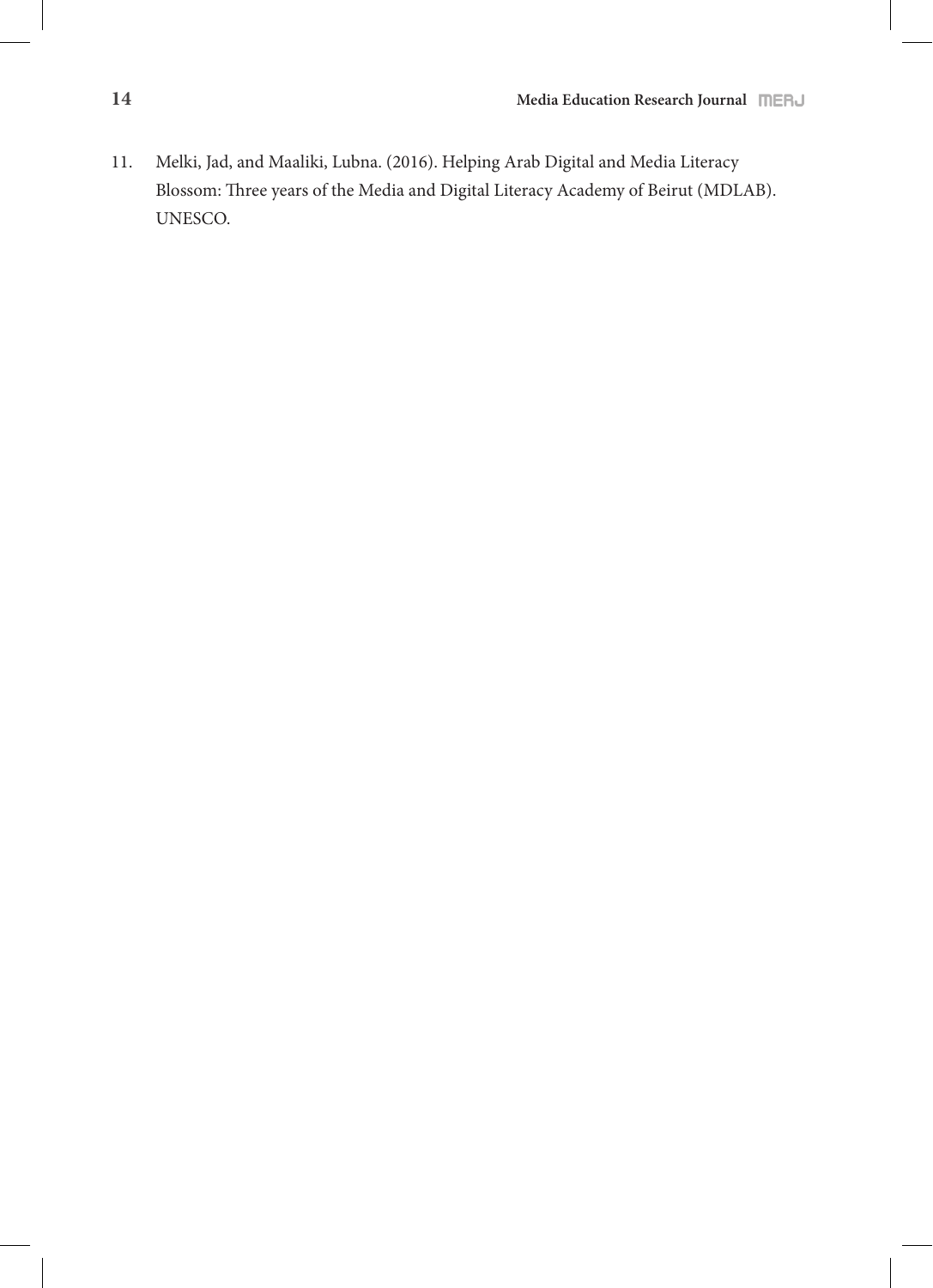11. Melki, Jad, and Maaliki, Lubna. (2016). Helping Arab Digital and Media Literacy Blossom: Three years of the Media and Digital Literacy Academy of Beirut (MDLAB). UNESCO.